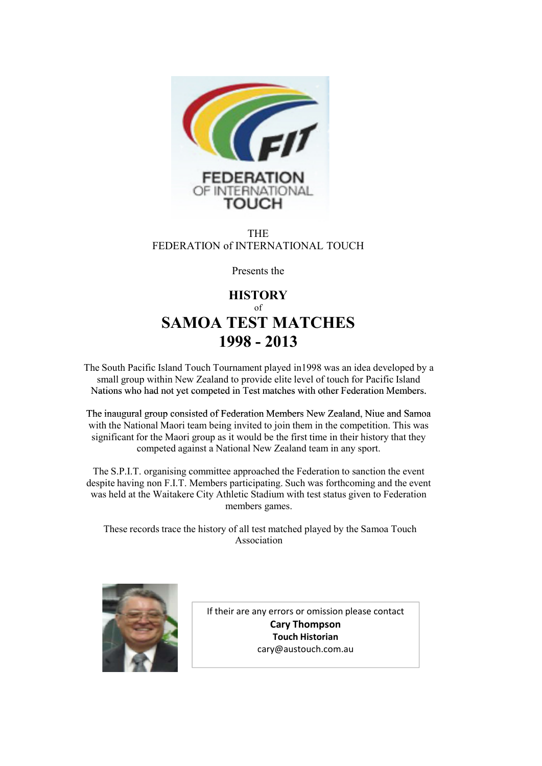THE
FEDERATION of INTERNATIONAL TOUCH

Presents the

# HISTORY
of
# SAMOA TEST MATCHES 1998 - 2013

The South Pacific Island Touch Tournament played in1998 was an idea developed by a small group within New Zealand to provide elite level of touch for Pacific Island Nations who had not yet competed in Test matches with other Federation Members.

The inaugural group consisted of Federation Members New Zealand, Niue and Samoa with the National Maori team being invited to join them in the competition. This was significant for the Maori group as it would be the first time in their history that they competed against a National New Zealand team in any sport.

The S.P.I.T. organising committee approached the Federation to sanction the event despite having non F.I.T. Members participating. Such was forthcoming and the event was held at the Waitakere City Athletic Stadium with test status given to Federation members games.

These records trace the history of all test matched played by the Samoa Touch Association

If their are any errors or omission please contact
**Cary Thompson**
**Touch Historian**
cary@austouch.com.au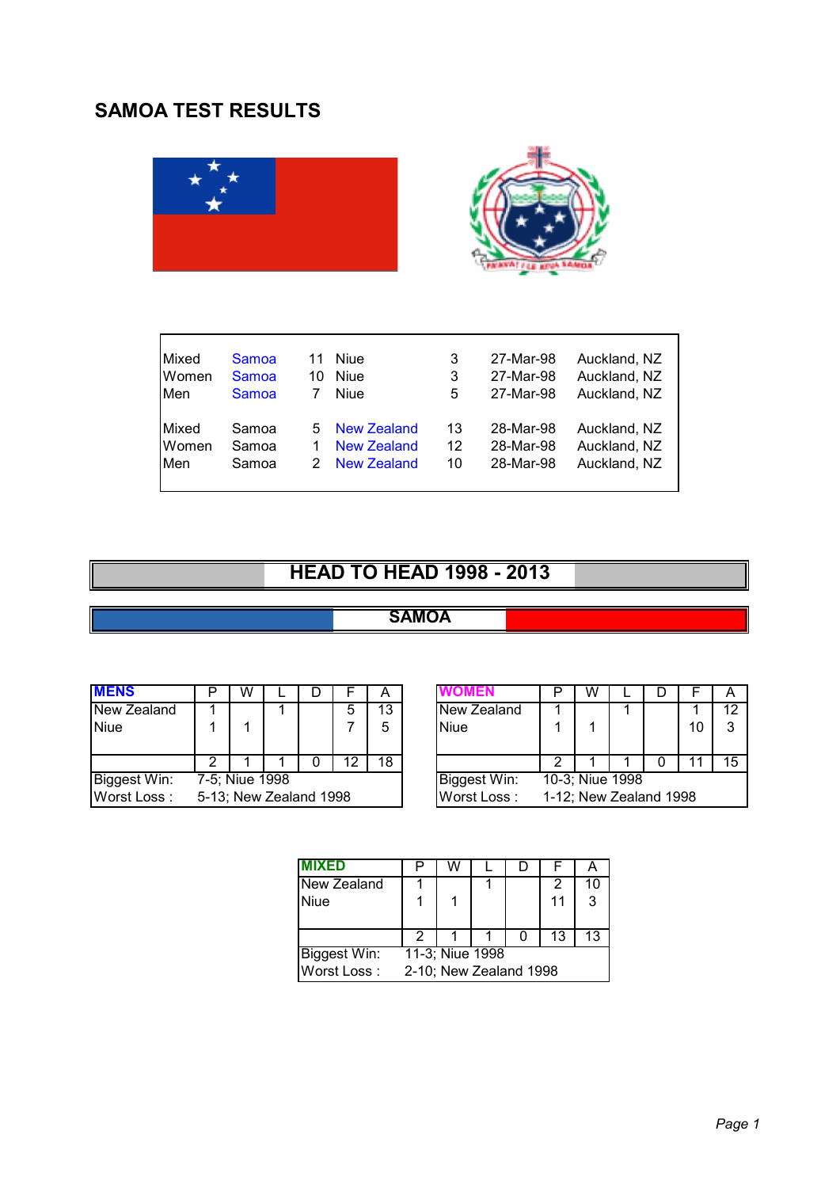# SAMOA TEST RESULTS

| | | | | | | |
|---|---|---|---|---|---|---|
| Mixed | Samoa | 11 | Niue | 3 | 27-Mar-98 | Auckland, NZ |
| Women | Samoa | 10 | Niue | 3 | 27-Mar-98 | Auckland, NZ |
| Men | Samoa | 7 | Niue | 5 | 27-Mar-98 | Auckland, NZ |
| Mixed | Samoa | 5 | New Zealand | 13 | 28-Mar-98 | Auckland, NZ |
| Women | Samoa | 1 | New Zealand | 12 | 28-Mar-98 | Auckland, NZ |
| Men | Samoa | 2 | New Zealand | 10 | 28-Mar-98 | Auckland, NZ |

## HEAD TO HEAD 1998 - 2013

### SAMOA

| MENS | P | W | L | D | F | A |
|---|---|---|---|---|---|---|
| New Zealand | 1 | | 1 | | 5 | 13 |
| Niue | 1 | 1 | | | 7 | 5 |
| | 2 | 1 | 1 | 0 | 12 | 18 |
| Biggest Win: | 7-5; Niue 1998 | | | | | |
| Worst Loss : | 5-13; New Zealand 1998 | | | | | |

| WOMEN | P | W | L | D | F | A |
|---|---|---|---|---|---|---|
| New Zealand | 1 | | 1 | | 1 | 12 |
| Niue | 1 | 1 | | | 10 | 3 |
| | 2 | 1 | 1 | 0 | 11 | 15 |
| Biggest Win: | 10-3; Niue 1998 | | | | | |
| Worst Loss : | 1-12; New Zealand 1998 | | | | | |

| MIXED | P | W | L | D | F | A |
|---|---|---|---|---|---|---|
| New Zealand | 1 | | 1 | | 2 | 10 |
| Niue | 1 | 1 | | | 11 | 3 |
| | 2 | 1 | 1 | 0 | 13 | 13 |
| Biggest Win: | 11-3; Niue 1998 | | | | | |
| Worst Loss : | 2-10; New Zealand 1998 | | | | | |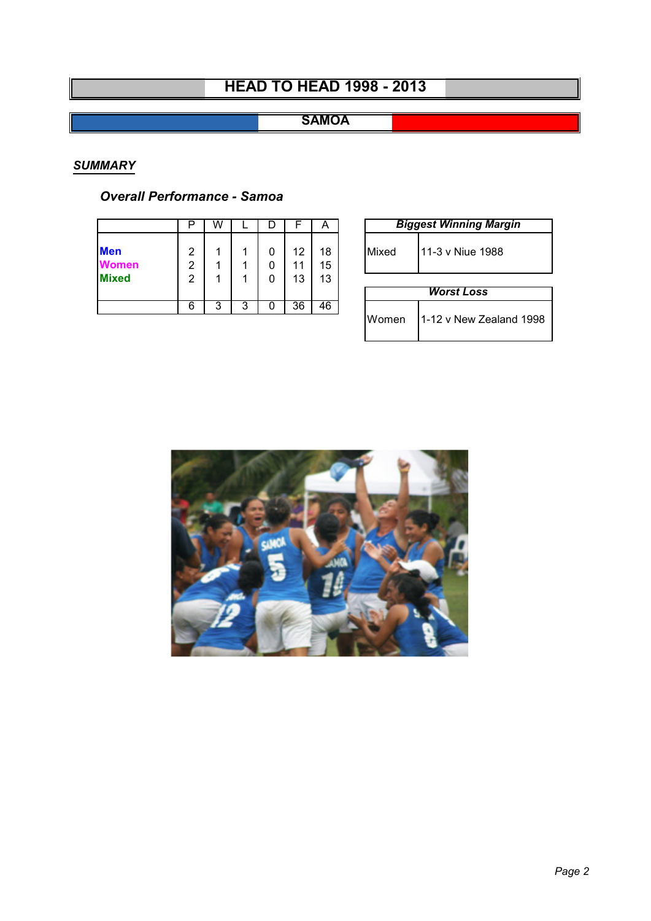# HEAD TO HEAD 1998 - 2013

## SAMOA

### SUMMARY

#### Overall Performance - Samoa

| | P | W | L | D | F | A |
|---|---|---|---|---|---|---|
| **Men** | 2 | 1 | 1 | 0 | 12 | 18 |
| **Women** | 2 | 1 | 1 | 0 | 11 | 15 |
| **Mixed** | 2 | 1 | 1 | 0 | 13 | 13 |
| | 6 | 3 | 3 | 0 | 36 | 46 |

| ***Biggest Winning Margin*** | |
|---|---|
| Mixed | 11-3 v Niue 1988 |

| ***Worst Loss*** | |
|---|---|
| Women | 1-12 v New Zealand 1998 |